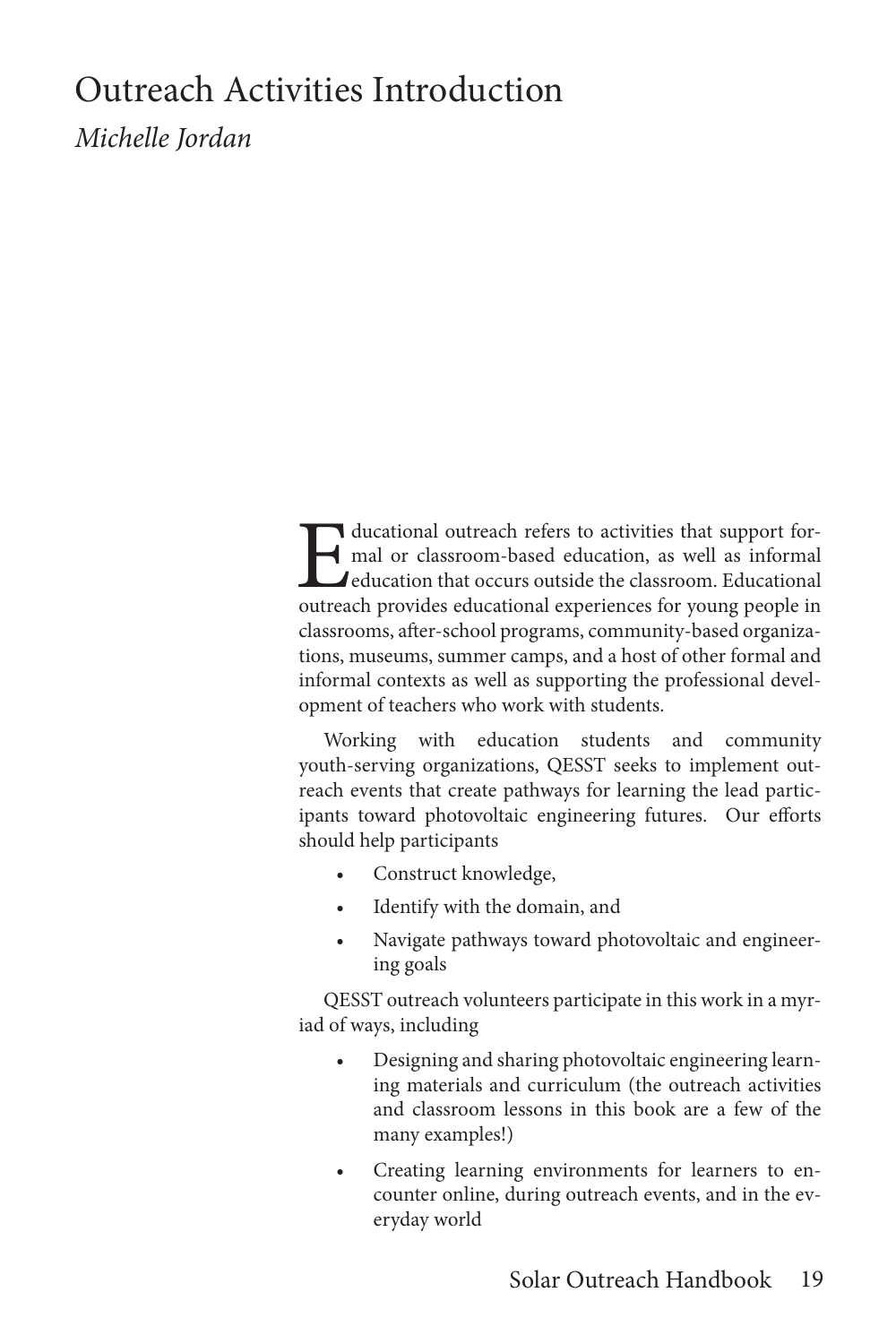# Outreach Activities Introduction

*Michelle Jordan*

Educational outreach refers to activities that support formal or classroom-based education, as well as informal education that occurs outside the classroom. Educational outreach provides educational experiences for young people in classrooms, after-school programs, community-based organizations, museums, summer camps, and a host of other formal and informal contexts as well as supporting the professional development of teachers who work with students.

Working with education students and community youth-serving organizations, QESST seeks to implement outreach events that create pathways for learning the lead participants toward photovoltaic engineering futures. Our efforts should help participants

- Construct knowledge,
- Identify with the domain, and
- Navigate pathways toward photovoltaic and engineering goals

QESST outreach volunteers participate in this work in a myriad of ways, including

- Designing and sharing photovoltaic engineering learning materials and curriculum (the outreach activities and classroom lessons in this book are a few of the many examples!)
- Creating learning environments for learners to encounter online, during outreach events, and in the everyday world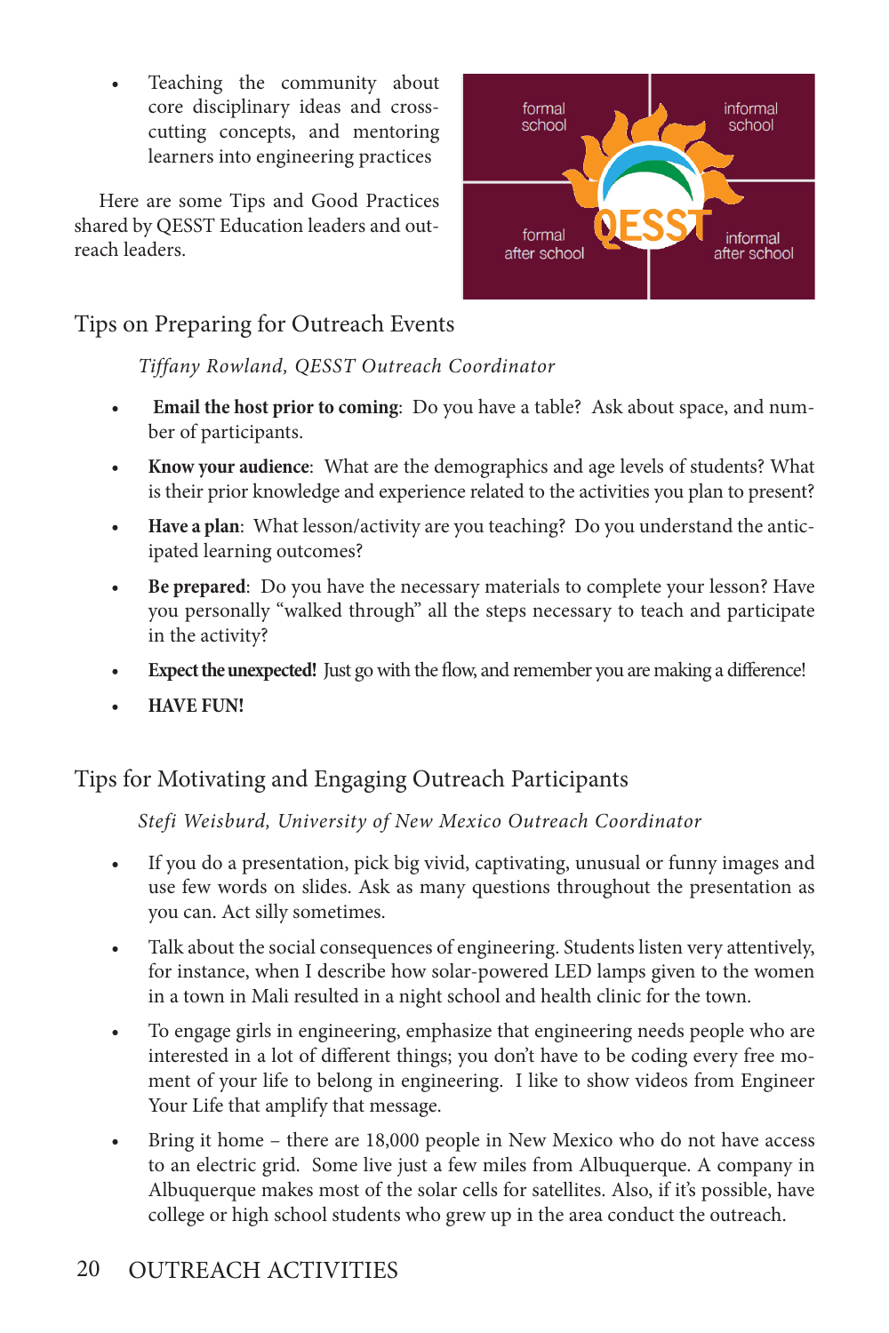- Teaching the community about core disciplinary ideas and cross-cutting concepts, and mentoring learners into engineering practices

Here are some Tips and Good Practices shared by QESST Education leaders and outreach leaders.

## Tips on Preparing for Outreach Events

*Tiffany Rowland, QESST Outreach Coordinator*

- **Email the host prior to coming**: Do you have a table? Ask about space, and number of participants.
- **Know your audience**: What are the demographics and age levels of students? What is their prior knowledge and experience related to the activities you plan to present?
- **Have a plan**: What lesson/activity are you teaching? Do you understand the anticipated learning outcomes?
- **Be prepared**: Do you have the necessary materials to complete your lesson? Have you personally "walked through" all the steps necessary to teach and participate in the activity?
- **Expect the unexpected!** Just go with the flow, and remember you are making a difference!
- **HAVE FUN!**

## Tips for Motivating and Engaging Outreach Participants

*Stefi Weisburd, University of New Mexico Outreach Coordinator*

- If you do a presentation, pick big vivid, captivating, unusual or funny images and use few words on slides. Ask as many questions throughout the presentation as you can. Act silly sometimes.
- Talk about the social consequences of engineering. Students listen very attentively, for instance, when I describe how solar-powered LED lamps given to the women in a town in Mali resulted in a night school and health clinic for the town.
- To engage girls in engineering, emphasize that engineering needs people who are interested in a lot of different things; you don't have to be coding every free moment of your life to belong in engineering. I like to show videos from Engineer Your Life that amplify that message.
- Bring it home – there are 18,000 people in New Mexico who do not have access to an electric grid. Some live just a few miles from Albuquerque. A company in Albuquerque makes most of the solar cells for satellites. Also, if it's possible, have college or high school students who grew up in the area conduct the outreach.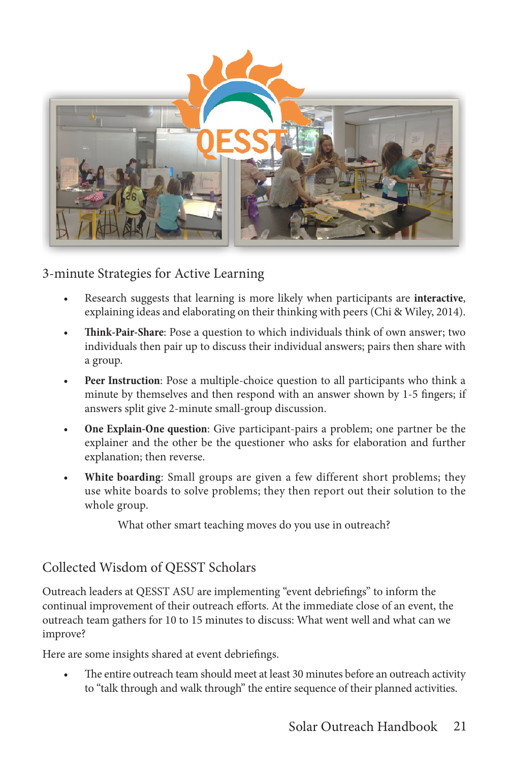## 3-minute Strategies for Active Learning

- Research suggests that learning is more likely when participants are **interactive**, explaining ideas and elaborating on their thinking with peers (Chi & Wiley, 2014).
- **Think-Pair-Share**: Pose a question to which individuals think of own answer; two individuals then pair up to discuss their individual answers; pairs then share with a group.
- **Peer Instruction**: Pose a multiple-choice question to all participants who think a minute by themselves and then respond with an answer shown by 1-5 fingers; if answers split give 2-minute small-group discussion.
- **One Explain-One question**: Give participant-pairs a problem; one partner be the explainer and the other be the questioner who asks for elaboration and further explanation; then reverse.
- **White boarding**: Small groups are given a few different short problems; they use white boards to solve problems; they then report out their solution to the whole group.

What other smart teaching moves do you use in outreach?

## Collected Wisdom of QESST Scholars

Outreach leaders at QESST ASU are implementing "event debriefings" to inform the continual improvement of their outreach efforts. At the immediate close of an event, the outreach team gathers for 10 to 15 minutes to discuss: What went well and what can we improve?

Here are some insights shared at event debriefings.

- The entire outreach team should meet at least 30 minutes before an outreach activity to "talk through and walk through" the entire sequence of their planned activities.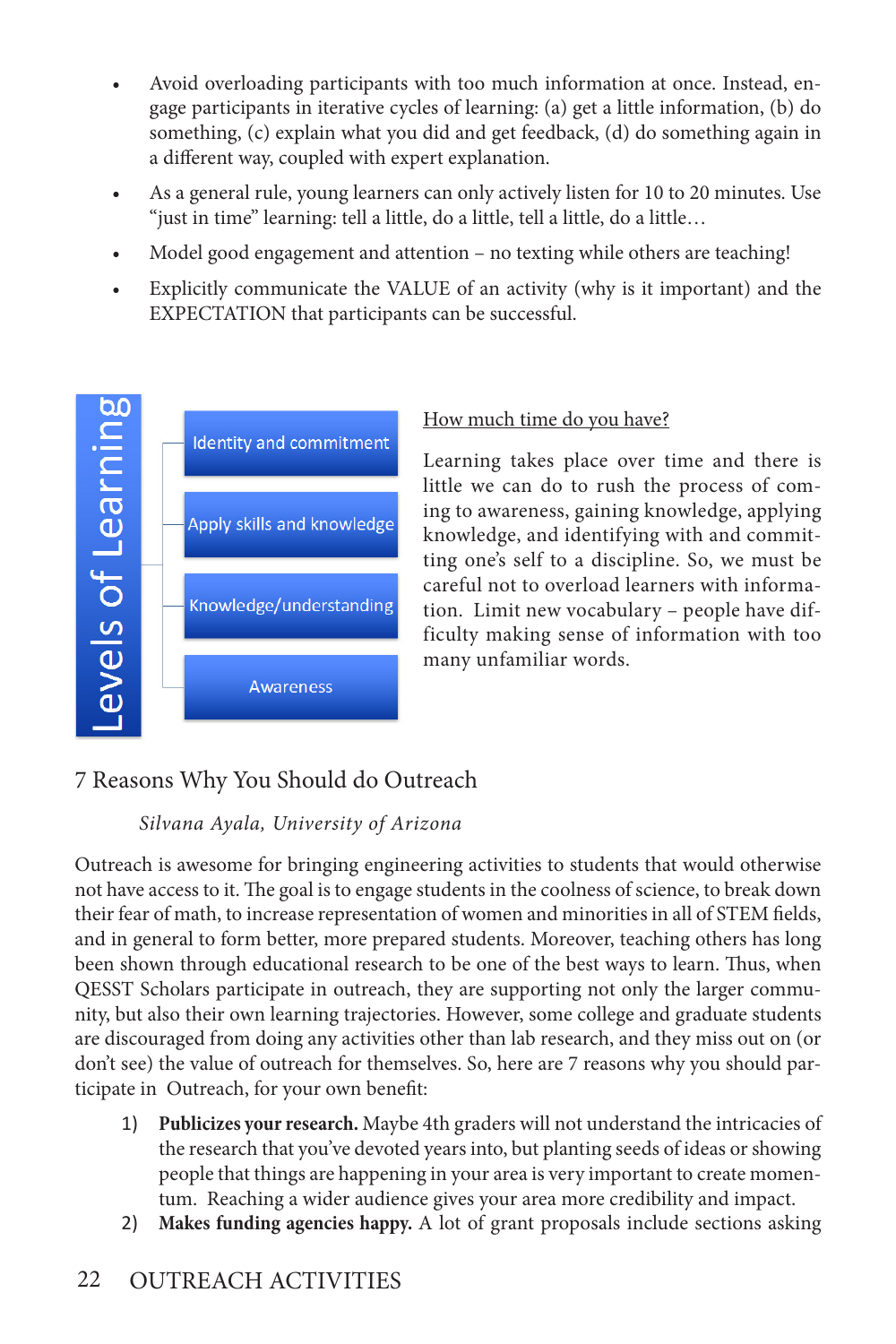- Avoid overloading participants with too much information at once. Instead, engage participants in iterative cycles of learning: (a) get a little information, (b) do something, (c) explain what you did and get feedback, (d) do something again in a different way, coupled with expert explanation.
- As a general rule, young learners can only actively listen for 10 to 20 minutes. Use "just in time" learning: tell a little, do a little, tell a little, do a little…
- Model good engagement and attention – no texting while others are teaching!
- Explicitly communicate the VALUE of an activity (why is it important) and the EXPECTATION that participants can be successful.

**Levels of Learning**

- Identity and commitment
- Apply skills and knowledge
- Knowledge/understanding
- Awareness

<u>How much time do you have?</u>

Learning takes place over time and there is little we can do to rush the process of coming to awareness, gaining knowledge, applying knowledge, and identifying with and committing one's self to a discipline. So, we must be careful not to overload learners with information. Limit new vocabulary – people have difficulty making sense of information with too many unfamiliar words.

## 7 Reasons Why You Should do Outreach

*Silvana Ayala, University of Arizona*

Outreach is awesome for bringing engineering activities to students that would otherwise not have access to it. The goal is to engage students in the coolness of science, to break down their fear of math, to increase representation of women and minorities in all of STEM fields, and in general to form better, more prepared students. Moreover, teaching others has long been shown through educational research to be one of the best ways to learn. Thus, when QESST Scholars participate in outreach, they are supporting not only the larger community, but also their own learning trajectories. However, some college and graduate students are discouraged from doing any activities other than lab research, and they miss out on (or don't see) the value of outreach for themselves. So, here are 7 reasons why you should participate in Outreach, for your own benefit:

1) **Publicizes your research.** Maybe 4th graders will not understand the intricacies of the research that you've devoted years into, but planting seeds of ideas or showing people that things are happening in your area is very important to create momentum. Reaching a wider audience gives your area more credibility and impact.
2) **Makes funding agencies happy.** A lot of grant proposals include sections asking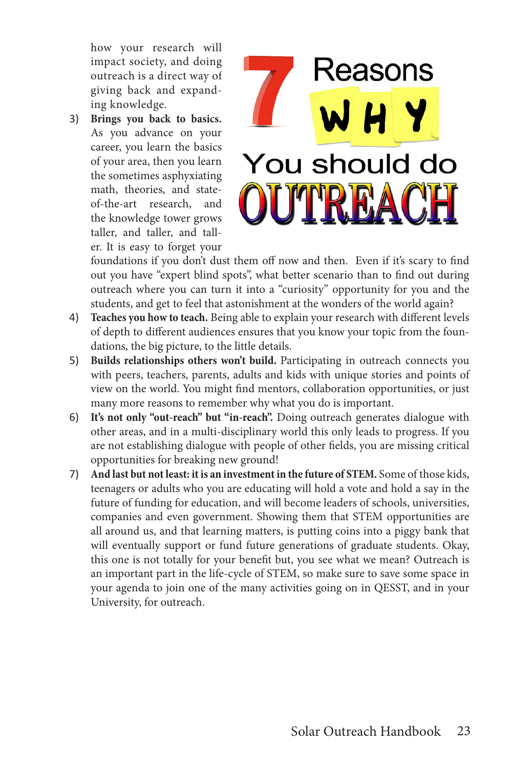how your research will impact society, and doing outreach is a direct way of giving back and expanding knowledge.

3) **Brings you back to basics.** As you advance on your career, you learn the basics of your area, then you learn the sometimes asphyxiating math, theories, and state-of-the-art research, and the knowledge tower grows taller, and taller, and taller. It is easy to forget your foundations if you don't dust them off now and then. Even if it's scary to find out you have "expert blind spots", what better scenario than to find out during outreach where you can turn it into a "curiosity" opportunity for you and the students, and get to feel that astonishment at the wonders of the world again?
4) **Teaches you how to teach.** Being able to explain your research with different levels of depth to different audiences ensures that you know your topic from the foundations, the big picture, to the little details.
5) **Builds relationships others won't build.** Participating in outreach connects you with peers, teachers, parents, adults and kids with unique stories and points of view on the world. You might find mentors, collaboration opportunities, or just many more reasons to remember why what you do is important.
6) **It's not only "out-reach" but "in-reach".** Doing outreach generates dialogue with other areas, and in a multi-disciplinary world this only leads to progress. If you are not establishing dialogue with people of other fields, you are missing critical opportunities for breaking new ground!
7) **And last but not least: it is an investment in the future of STEM.** Some of those kids, teenagers or adults who you are educating will hold a vote and hold a say in the future of funding for education, and will become leaders of schools, universities, companies and even government. Showing them that STEM opportunities are all around us, and that learning matters, is putting coins into a piggy bank that will eventually support or fund future generations of graduate students. Okay, this one is not totally for your benefit but, you see what we mean? Outreach is an important part in the life-cycle of STEM, so make sure to save some space in your agenda to join one of the many activities going on in QESST, and in your University, for outreach.